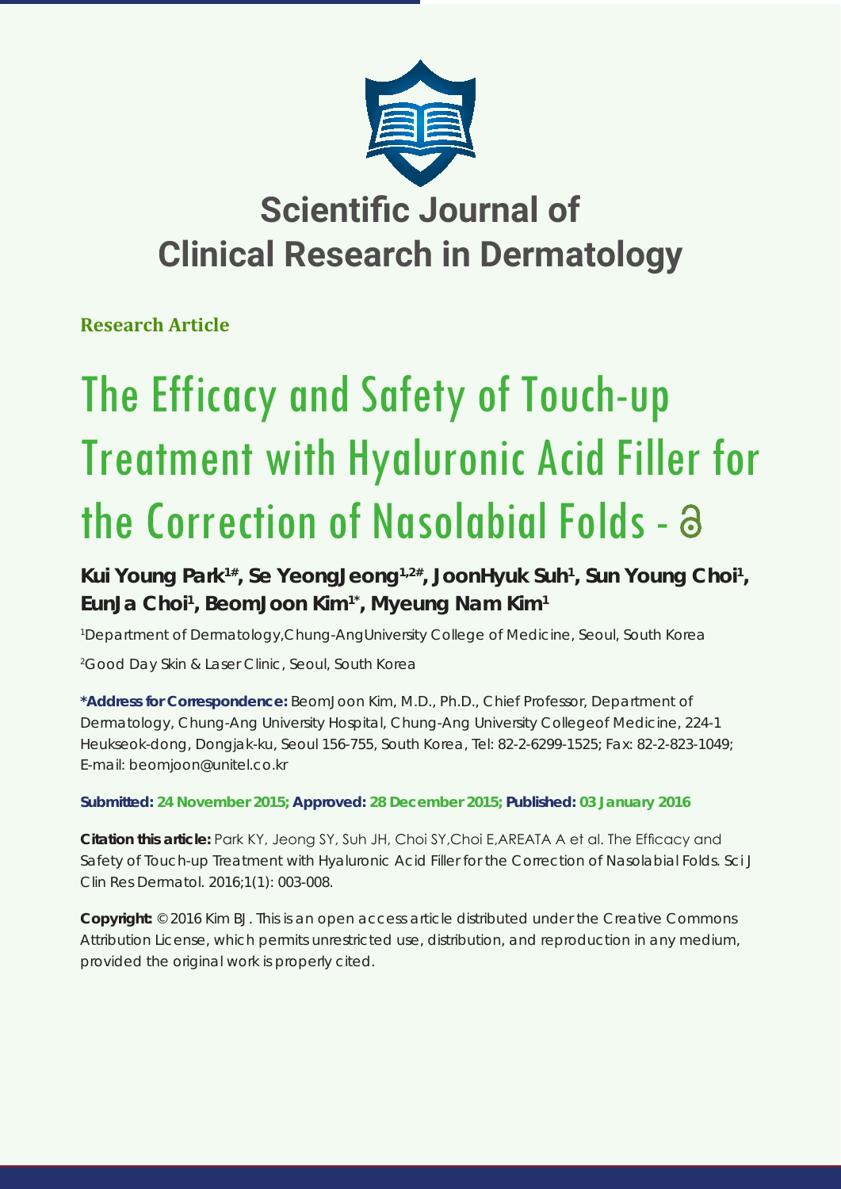# Scientific Journal of Clinical Research in Dermatology

**Research Article**

# The Efficacy and Safety of Touch-up Treatment with Hyaluronic Acid Filler for the Correction of Nasolabial Folds -

**Kui Young Park[1#], Se YeongJeong[1,2#], JoonHyuk Suh[1], Sun Young Choi[1], EunJa Choi[1], BeomJoon Kim[1*], Myeung Nam Kim[1]**

[1]Department of Dermatology,Chung-AngUniversity College of Medicine, Seoul, South Korea

[2]Good Day Skin & Laser Clinic, Seoul, South Korea

**\*Address for Correspondence:** BeomJoon Kim, M.D., Ph.D., Chief Professor, Department of Dermatology, Chung-Ang University Hospital, Chung-Ang University Collegeof Medicine, 224-1 Heukseok-dong, Dongjak-ku, Seoul 156-755, South Korea, Tel: 82-2-6299-1525; Fax: 82-2-823-1049; E-mail: beomjoon@unitel.co.kr

**Submitted: 24 November 2015; Approved: 28 December 2015; Published: 03 January 2016**

**Citation this article:** Park KY, Jeong SY, Suh JH, Choi SY,Choi E,AREATA A et al. The Efficacy and Safety of Touch-up Treatment with Hyaluronic Acid Filler for the Correction of Nasolabial Folds. Sci J Clin Res Dermatol. 2016;1(1): 003-008.

**Copyright:** © 2016 Kim BJ. This is an open access article distributed under the Creative Commons Attribution License, which permits unrestricted use, distribution, and reproduction in any medium, provided the original work is properly cited.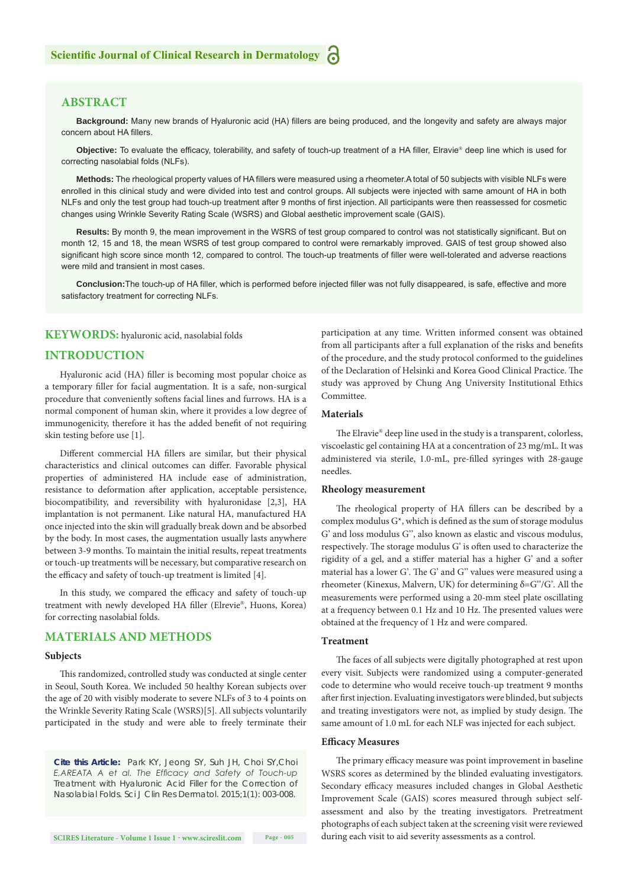## ABSTRACT

**Background:** Many new brands of Hyaluronic acid (HA) fillers are being produced, and the longevity and safety are always major concern about HA fillers.

**Objective:** To evaluate the efficacy, tolerability, and safety of touch-up treatment of a HA filler, Elravie® deep line which is used for correcting nasolabial folds (NLFs).

**Methods:** The rheological property values of HA fillers were measured using a rheometer.A total of 50 subjects with visible NLFs were enrolled in this clinical study and were divided into test and control groups. All subjects were injected with same amount of HA in both NLFs and only the test group had touch-up treatment after 9 months of first injection. All participants were then reassessed for cosmetic changes using Wrinkle Severity Rating Scale (WSRS) and Global aesthetic improvement scale (GAIS).

**Results:** By month 9, the mean improvement in the WSRS of test group compared to control was not statistically significant. But on month 12, 15 and 18, the mean WSRS of test group compared to control were remarkably improved. GAIS of test group showed also significant high score since month 12, compared to control. The touch-up treatments of filler were well-tolerated and adverse reactions were mild and transient in most cases.

**Conclusion:** The touch-up of HA filler, which is performed before injected filler was not fully disappeared, is safe, effective and more satisfactory treatment for correcting NLFs.

**KEYWORDS:** hyaluronic acid, nasolabial folds

## INTRODUCTION

Hyaluronic acid (HA) filler is becoming most popular choice as a temporary filler for facial augmentation. It is a safe, non-surgical procedure that conveniently softens facial lines and furrows. HA is a normal component of human skin, where it provides a low degree of immunogenicity, therefore it has the added benefit of not requiring skin testing before use [1].

Different commercial HA fillers are similar, but their physical characteristics and clinical outcomes can differ. Favorable physical properties of administered HA include ease of administration, resistance to deformation after application, acceptable persistence, biocompatibility, and reversibility with hyaluronidase [2,3], HA implantation is not permanent. Like natural HA, manufactured HA once injected into the skin will gradually break down and be absorbed by the body. In most cases, the augmentation usually lasts anywhere between 3-9 months. To maintain the initial results, repeat treatments or touch-up treatments will be necessary, but comparative research on the efficacy and safety of touch-up treatment is limited [4].

In this study, we compared the efficacy and safety of touch-up treatment with newly developed HA filler (Elrevie®, Huons, Korea) for correcting nasolabial folds.

## MATERIALS AND METHODS

### Subjects

This randomized, controlled study was conducted at single center in Seoul, South Korea. We included 50 healthy Korean subjects over the age of 20 with visibly moderate to severe NLFs of 3 to 4 points on the Wrinkle Severity Rating Scale (WSRS)[5]. All subjects voluntarily participated in the study and were able to freely terminate their participation at any time. Written informed consent was obtained from all participants after a full explanation of the risks and benefits of the procedure, and the study protocol conformed to the guidelines of the Declaration of Helsinki and Korea Good Clinical Practice. The study was approved by Chung Ang University Institutional Ethics Committee.

**Cite this Article:** Park KY, Jeong SY, Suh JH, Choi SY,Choi E,AREATA A *et al. The Efficacy and Safety of Touch-up* Treatment with Hyaluronic Acid Filler for the Correction of Nasolabial Folds. Sci J Clin Res Dermatol. 2015;1(1): 003-008.

### Materials

The Elravie® deep line used in the study is a transparent, colorless, viscoelastic gel containing HA at a concentration of 23 mg/mL. It was administered via sterile, 1.0-mL, pre-filled syringes with 28-gauge needles.

### Rheology measurement

The rheological property of HA fillers can be described by a complex modulus G*, which is defined as the sum of storage modulus G' and loss modulus G'', also known as elastic and viscous modulus, respectively. The storage modulus G' is often used to characterize the rigidity of a gel, and a stiffer material has a higher G' and a softer material has a lower G'. The G' and G'' values were measured using a rheometer (Kinexus, Malvern, UK) for determining $\delta = G''/G'$. All the measurements were performed using a 20-mm steel plate oscillating at a frequency between 0.1 Hz and 10 Hz. The presented values were obtained at the frequency of 1 Hz and were compared.

### Treatment

The faces of all subjects were digitally photographed at rest upon every visit. Subjects were randomized using a computer-generated code to determine who would receive touch-up treatment 9 months after first injection. Evaluating investigators were blinded, but subjects and treating investigators were not, as implied by study design. The same amount of 1.0 mL for each NLF was injected for each subject.

### Efficacy Measures

The primary efficacy measure was point improvement in baseline WSRS scores as determined by the blinded evaluating investigators. Secondary efficacy measures included changes in Global Aesthetic Improvement Scale (GAIS) scores measured through subject self-assessment and also by the treating investigators. Pretreatment photographs of each subject taken at the screening visit were reviewed during each visit to aid severity assessments as a control.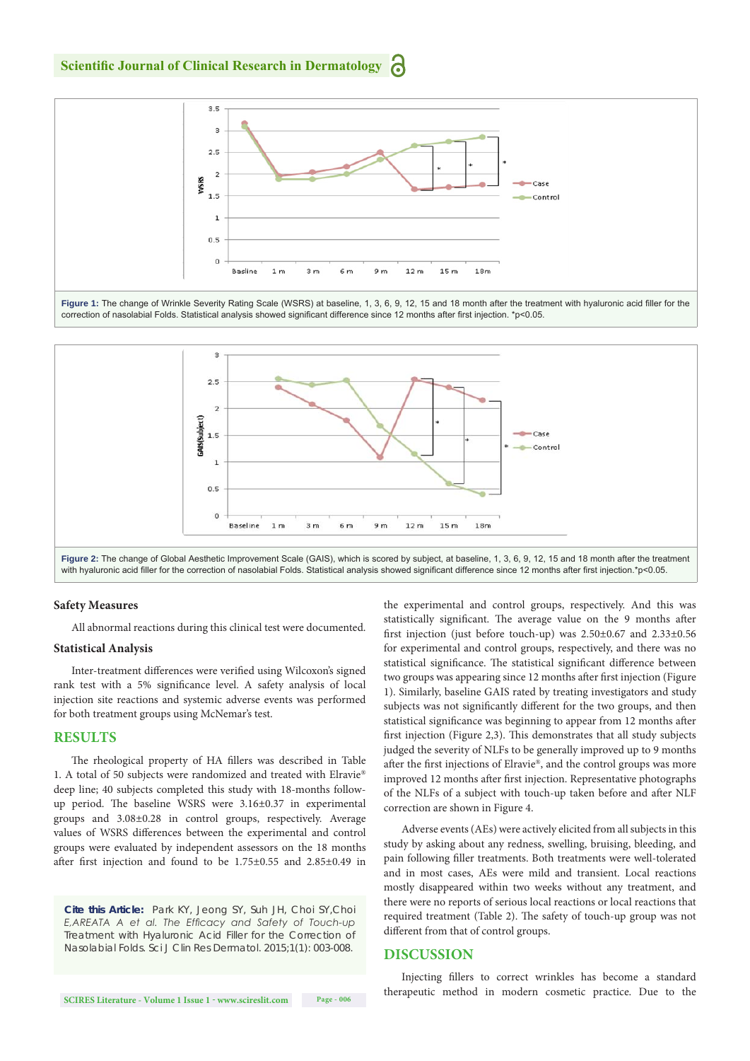Figure 1: The change of Wrinkle Severity Rating Scale (WSRS) at baseline, 1, 3, 6, 9, 12, 15 and 18 month after the treatment with hyaluronic acid filler for the correction of nasolabial Folds. Statistical analysis showed significant difference since 12 months after first injection. $*p<0.05$.

Figure 2: The change of Global Aesthetic Improvement Scale (GAIS), which is scored by subject, at baseline, 1, 3, 6, 9, 12, 15 and 18 month after the treatment with hyaluronic acid filler for the correction of nasolabial Folds. Statistical analysis showed significant difference since 12 months after first injection. $*p<0.05$.

### Safety Measures

All abnormal reactions during this clinical test were documented.

### Statistical Analysis

Inter-treatment differences were verified using Wilcoxon's signed rank test with a 5% significance level. A safety analysis of local injection site reactions and systemic adverse events was performed for both treatment groups using McNemar's test.

## RESULTS

The rheological property of HA fillers was described in Table 1. A total of 50 subjects were randomized and treated with Elravie® deep line; 40 subjects completed this study with 18-months follow-up period. The baseline WSRS were 3.16±0.37 in experimental groups and 3.08±0.28 in control groups, respectively. Average values of WSRS differences between the experimental and control groups were evaluated by independent assessors on the 18 months after first injection and found to be 1.75±0.55 and 2.85±0.49 in the experimental and control groups, respectively. And this was statistically significant. The average value on the 9 months after first injection (just before touch-up) was 2.50±0.67 and 2.33±0.56 for experimental and control groups, respectively, and there was no statistical significance. The statistical significant difference between two groups was appearing since 12 months after first injection (Figure 1). Similarly, baseline GAIS rated by treating investigators and study subjects was not significantly different for the two groups, and then statistical significance was beginning to appear from 12 months after first injection (Figure 2,3). This demonstrates that all study subjects judged the severity of NLFs to be generally improved up to 9 months after the first injections of Elravie®, and the control groups was more improved 12 months after first injection. Representative photographs of the NLFs of a subject with touch-up taken before and after NLF correction are shown in Figure 4.

Adverse events (AEs) were actively elicited from all subjects in this study by asking about any redness, swelling, bruising, bleeding, and pain following filler treatments. Both treatments were well-tolerated and in most cases, AEs were mild and transient. Local reactions mostly disappeared within two weeks without any treatment, and there were no reports of serious local reactions or local reactions that required treatment (Table 2). The safety of touch-up group was not different from that of control groups.

## DISCUSSION

Injecting fillers to correct wrinkles has become a standard therapeutic method in modern cosmetic practice. Due to the

**Cite this Article:** Park KY, Jeong SY, Suh JH, Choi SY,Choi E,AREATA *A et al. The Efficacy and Safety of Touch-up* Treatment with Hyaluronic Acid Filler for the Correction of Nasolabial Folds. Sci J Clin Res Dermatol. 2015;1(1): 003-008.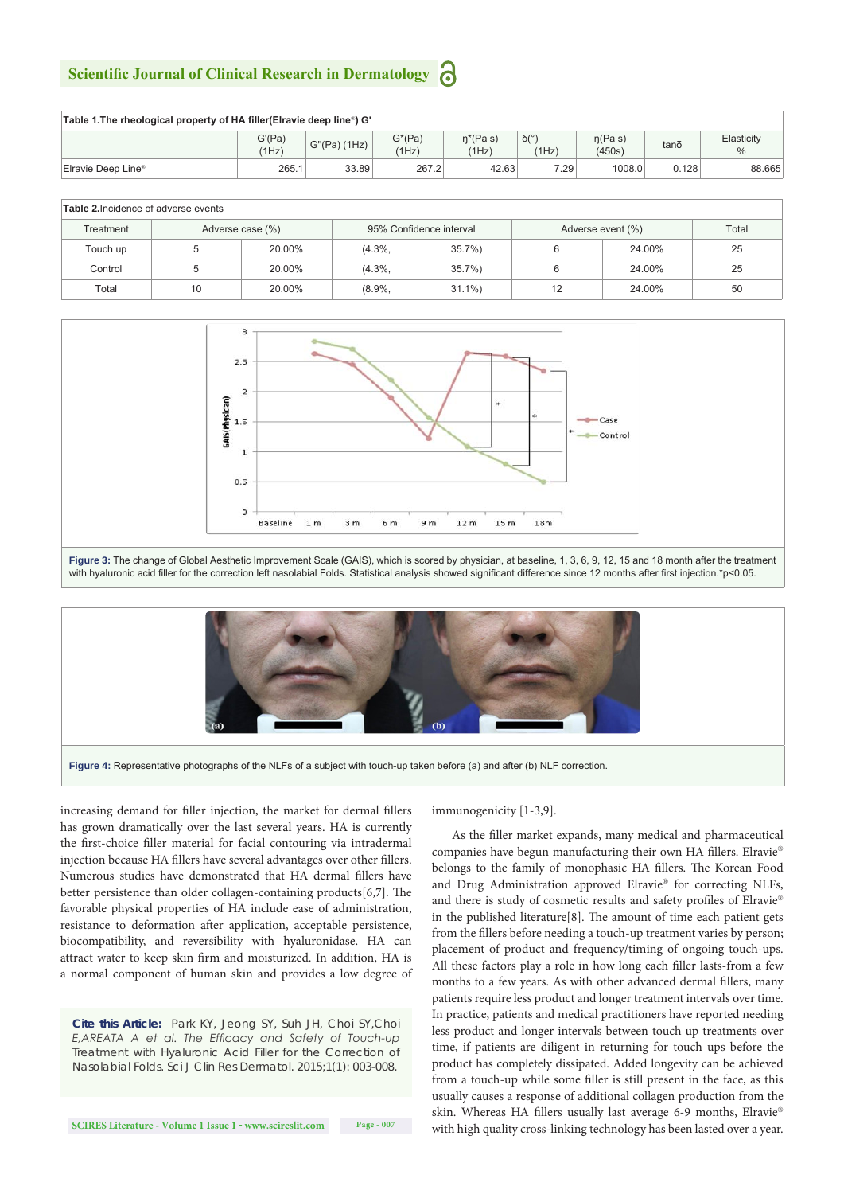**Table 1.The rheological property of HA filler(Elravie deep line®) G'**

| | G'(Pa) (1Hz) | G"(Pa) (1Hz) | G*(Pa) (1Hz) | η*(Pa s) (1Hz) | δ(°) (1Hz) | η(Pa s) (450s) | tanδ | Elasticity % |
|---|---|---|---|---|---|---|---|---|
| Elravie Deep Line® | 265.1 | 33.89 | 267.2 | 42.63 | 7.29 | 1008.0 | 0.128 | 88.665 |

**Table 2.**Incidence of adverse events

| Treatment | Adverse case (%) | | 95% Confidence interval | | Adverse event (%) | | Total |
|---|---|---|---|---|---|---|---|
| Touch up | 5 | 20.00% | (4.3%, | 35.7%) | 6 | 24.00% | 25 |
| Control | 5 | 20.00% | (4.3%, | 35.7%) | 6 | 24.00% | 25 |
| Total | 10 | 20.00% | (8.9%, | 31.1%) | 12 | 24.00% | 50 |

**Figure 3:** The change of Global Aesthetic Improvement Scale (GAIS), which is scored by physician, at baseline, 1, 3, 6, 9, 12, 15 and 18 month after the treatment with hyaluronic acid filler for the correction left nasolabial Folds. Statistical analysis showed significant difference since 12 months after first injection.*p<0.05.

**Figure 4:** Representative photographs of the NLFs of a subject with touch-up taken before (a) and after (b) NLF correction.

increasing demand for filler injection, the market for dermal fillers has grown dramatically over the last several years. HA is currently the first-choice filler material for facial contouring via intradermal injection because HA fillers have several advantages over other fillers. Numerous studies have demonstrated that HA dermal fillers have better persistence than older collagen-containing products[6,7]. The favorable physical properties of HA include ease of administration, resistance to deformation after application, acceptable persistence, biocompatibility, and reversibility with hyaluronidase. HA can attract water to keep skin firm and moisturized. In addition, HA is a normal component of human skin and provides a low degree of immunogenicity [1-3,9].

As the filler market expands, many medical and pharmaceutical companies have begun manufacturing their own HA fillers. Elravie® belongs to the family of monophasic HA fillers. The Korean Food and Drug Administration approved Elravie® for correcting NLFs, and there is study of cosmetic results and safety profiles of Elravie® in the published literature[8]. The amount of time each patient gets from the fillers before needing a touch-up treatment varies by person; placement of product and frequency/timing of ongoing touch-ups. All these factors play a role in how long each filler lasts-from a few months to a few years. As with other advanced dermal fillers, many patients require less product and longer treatment intervals over time. In practice, patients and medical practitioners have reported needing less product and longer intervals between touch up treatments over time, if patients are diligent in returning for touch ups before the product has completely dissipated. Added longevity can be achieved from a touch-up while some filler is still present in the face, as this usually causes a response of additional collagen production from the skin. Whereas HA fillers usually last average 6-9 months, Elravie® with high quality cross-linking technology has been lasted over a year.

**Cite this Article:** Park KY, Jeong SY, Suh JH, Choi SY,Choi E,AREATA A et al. The Efficacy and Safety of Touch-up Treatment with Hyaluronic Acid Filler for the Correction of Nasolabial Folds. Sci J Clin Res Dermatol. 2015;1(1): 003-008.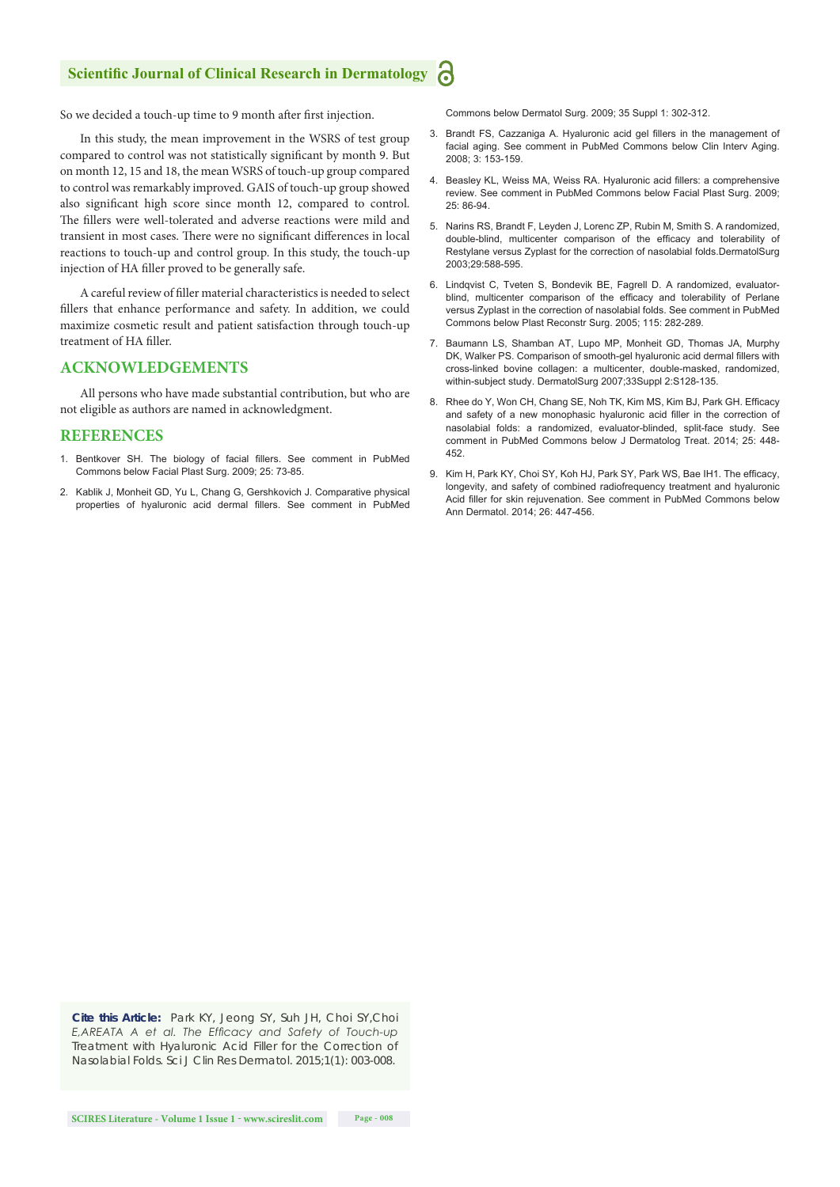So we decided a touch-up time to 9 month after first injection.

In this study, the mean improvement in the WSRS of test group compared to control was not statistically significant by month 9. But on month 12, 15 and 18, the mean WSRS of touch-up group compared to control was remarkably improved. GAIS of touch-up group showed also significant high score since month 12, compared to control. The fillers were well-tolerated and adverse reactions were mild and transient in most cases. There were no significant differences in local reactions to touch-up and control group. In this study, the touch-up injection of HA filler proved to be generally safe.

A careful review of filler material characteristics is needed to select fillers that enhance performance and safety. In addition, we could maximize cosmetic result and patient satisfaction through touch-up treatment of HA filler.

## ACKNOWLEDGEMENTS

All persons who have made substantial contribution, but who are not eligible as authors are named in acknowledgment.

## REFERENCES

1. Bentkover SH. The biology of facial fillers. See comment in PubMed Commons below Facial Plast Surg. 2009; 25: 73-85.
2. Kablik J, Monheit GD, Yu L, Chang G, Gershkovich J. Comparative physical properties of hyaluronic acid dermal fillers. See comment in PubMed Commons below Dermatol Surg. 2009; 35 Suppl 1: 302-312.
3. Brandt FS, Cazzaniga A. Hyaluronic acid gel fillers in the management of facial aging. See comment in PubMed Commons below Clin Interv Aging. 2008; 3: 153-159.
4. Beasley KL, Weiss MA, Weiss RA. Hyaluronic acid fillers: a comprehensive review. See comment in PubMed Commons below Facial Plast Surg. 2009; 25: 86-94.
5. Narins RS, Brandt F, Leyden J, Lorenc ZP, Rubin M, Smith S. A randomized, double-blind, multicenter comparison of the efficacy and tolerability of Restylane versus Zyplast for the correction of nasolabial folds.DermatolSurg 2003;29:588-595.
6. Lindqvist C, Tveten S, Bondevik BE, Fagrell D. A randomized, evaluator-blind, multicenter comparison of the efficacy and tolerability of Perlane versus Zyplast in the correction of nasolabial folds. See comment in PubMed Commons below Plast Reconstr Surg. 2005; 115: 282-289.
7. Baumann LS, Shamban AT, Lupo MP, Monheit GD, Thomas JA, Murphy DK, Walker PS. Comparison of smooth-gel hyaluronic acid dermal fillers with cross-linked bovine collagen: a multicenter, double-masked, randomized, within-subject study. DermatolSurg 2007;33Suppl 2:S128-135.
8. Rhee do Y, Won CH, Chang SE, Noh TK, Kim MS, Kim BJ, Park GH. Efficacy and safety of a new monophasic hyaluronic acid filler in the correction of nasolabial folds: a randomized, evaluator-blinded, split-face study. See comment in PubMed Commons below J Dermatolog Treat. 2014; 25: 448-452.
9. Kim H, Park KY, Choi SY, Koh HJ, Park SY, Park WS, Bae IH1. The efficacy, longevity, and safety of combined radiofrequency treatment and hyaluronic Acid filler for skin rejuvenation. See comment in PubMed Commons below Ann Dermatol. 2014; 26: 447-456.

**Cite this Article:** Park KY, Jeong SY, Suh JH, Choi SY,Choi E,AREATA A *et al. The Efficacy and Safety of Touch-up* Treatment with Hyaluronic Acid Filler for the Correction of Nasolabial Folds. Sci J Clin Res Dermatol. 2015;1(1): 003-008.